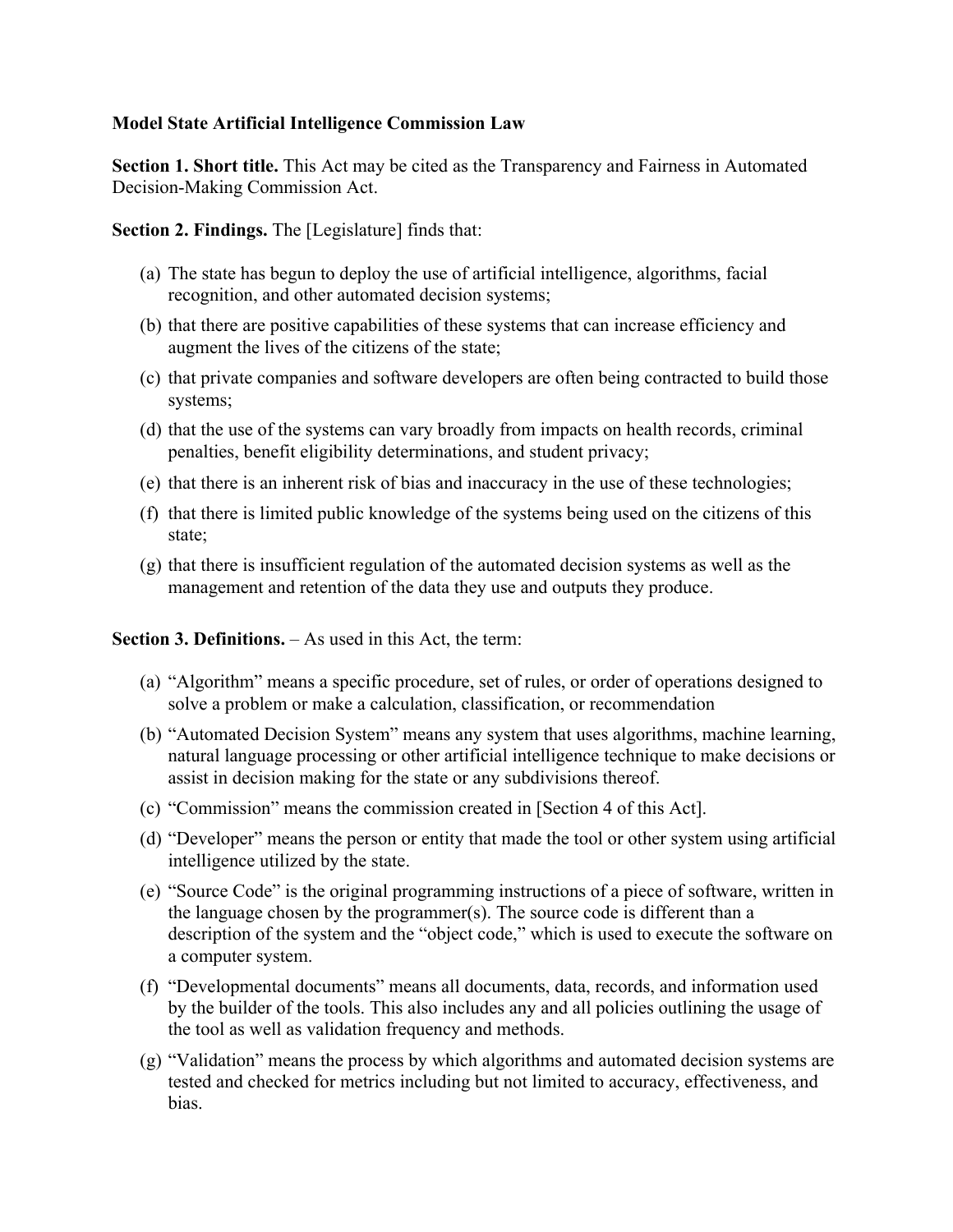**Model State Artificial Intelligence Commission Law**

**Section 1. Short title.** This Act may be cited as the Transparency and Fairness in Automated Decision-Making Commission Act.

**Section 2. Findings.** The [Legislature] finds that:

(a) The state has begun to deploy the use of artificial intelligence, algorithms, facial recognition, and other automated decision systems;

(b) that there are positive capabilities of these systems that can increase efficiency and augment the lives of the citizens of the state;

(c) that private companies and software developers are often being contracted to build those systems;

(d) that the use of the systems can vary broadly from impacts on health records, criminal penalties, benefit eligibility determinations, and student privacy;

(e) that there is an inherent risk of bias and inaccuracy in the use of these technologies;

(f) that there is limited public knowledge of the systems being used on the citizens of this state;

(g) that there is insufficient regulation of the automated decision systems as well as the management and retention of the data they use and outputs they produce.

**Section 3. Definitions.** – As used in this Act, the term:

(a) "Algorithm" means a specific procedure, set of rules, or order of operations designed to solve a problem or make a calculation, classification, or recommendation

(b) "Automated Decision System" means any system that uses algorithms, machine learning, natural language processing or other artificial intelligence technique to make decisions or assist in decision making for the state or any subdivisions thereof.

(c) "Commission" means the commission created in [Section 4 of this Act].

(d) "Developer" means the person or entity that made the tool or other system using artificial intelligence utilized by the state.

(e) "Source Code" is the original programming instructions of a piece of software, written in the language chosen by the programmer(s). The source code is different than a description of the system and the "object code," which is used to execute the software on a computer system.

(f) "Developmental documents" means all documents, data, records, and information used by the builder of the tools. This also includes any and all policies outlining the usage of the tool as well as validation frequency and methods.

(g) "Validation" means the process by which algorithms and automated decision systems are tested and checked for metrics including but not limited to accuracy, effectiveness, and bias.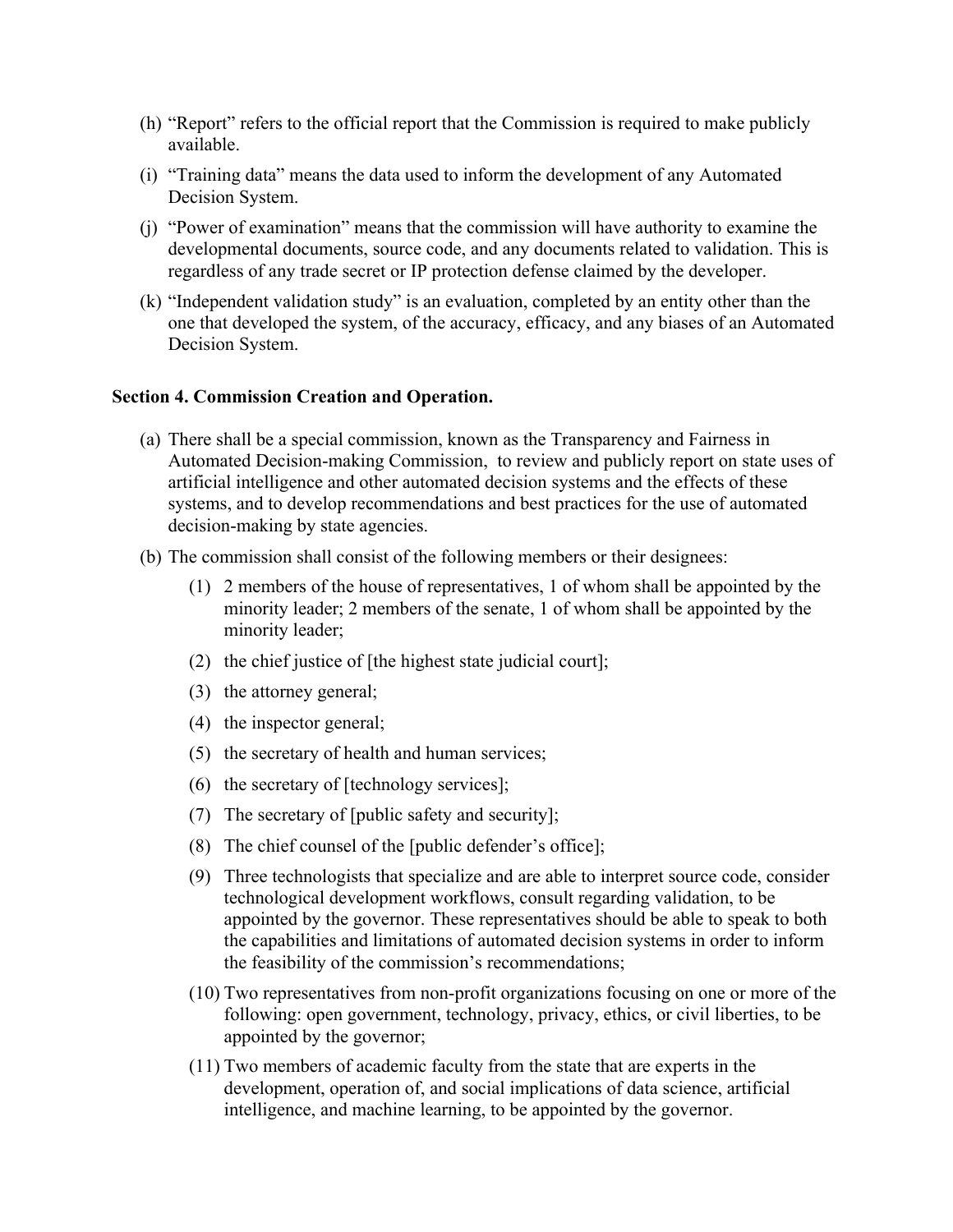(h) "Report" refers to the official report that the Commission is required to make publicly available.

(i) "Training data" means the data used to inform the development of any Automated Decision System.

(j) "Power of examination" means that the commission will have authority to examine the developmental documents, source code, and any documents related to validation. This is regardless of any trade secret or IP protection defense claimed by the developer.

(k) "Independent validation study" is an evaluation, completed by an entity other than the one that developed the system, of the accuracy, efficacy, and any biases of an Automated Decision System.

**Section 4. Commission Creation and Operation.**

(a) There shall be a special commission, known as the Transparency and Fairness in Automated Decision-making Commission, to review and publicly report on state uses of artificial intelligence and other automated decision systems and the effects of these systems, and to develop recommendations and best practices for the use of automated decision-making by state agencies.

(b) The commission shall consist of the following members or their designees:

(1) 2 members of the house of representatives, 1 of whom shall be appointed by the minority leader; 2 members of the senate, 1 of whom shall be appointed by the minority leader;

(2) the chief justice of [the highest state judicial court];

(3) the attorney general;

(4) the inspector general;

(5) the secretary of health and human services;

(6) the secretary of [technology services];

(7) The secretary of [public safety and security];

(8) The chief counsel of the [public defender's office];

(9) Three technologists that specialize and are able to interpret source code, consider technological development workflows, consult regarding validation, to be appointed by the governor. These representatives should be able to speak to both the capabilities and limitations of automated decision systems in order to inform the feasibility of the commission's recommendations;

(10) Two representatives from non-profit organizations focusing on one or more of the following: open government, technology, privacy, ethics, or civil liberties, to be appointed by the governor;

(11) Two members of academic faculty from the state that are experts in the development, operation of, and social implications of data science, artificial intelligence, and machine learning, to be appointed by the governor.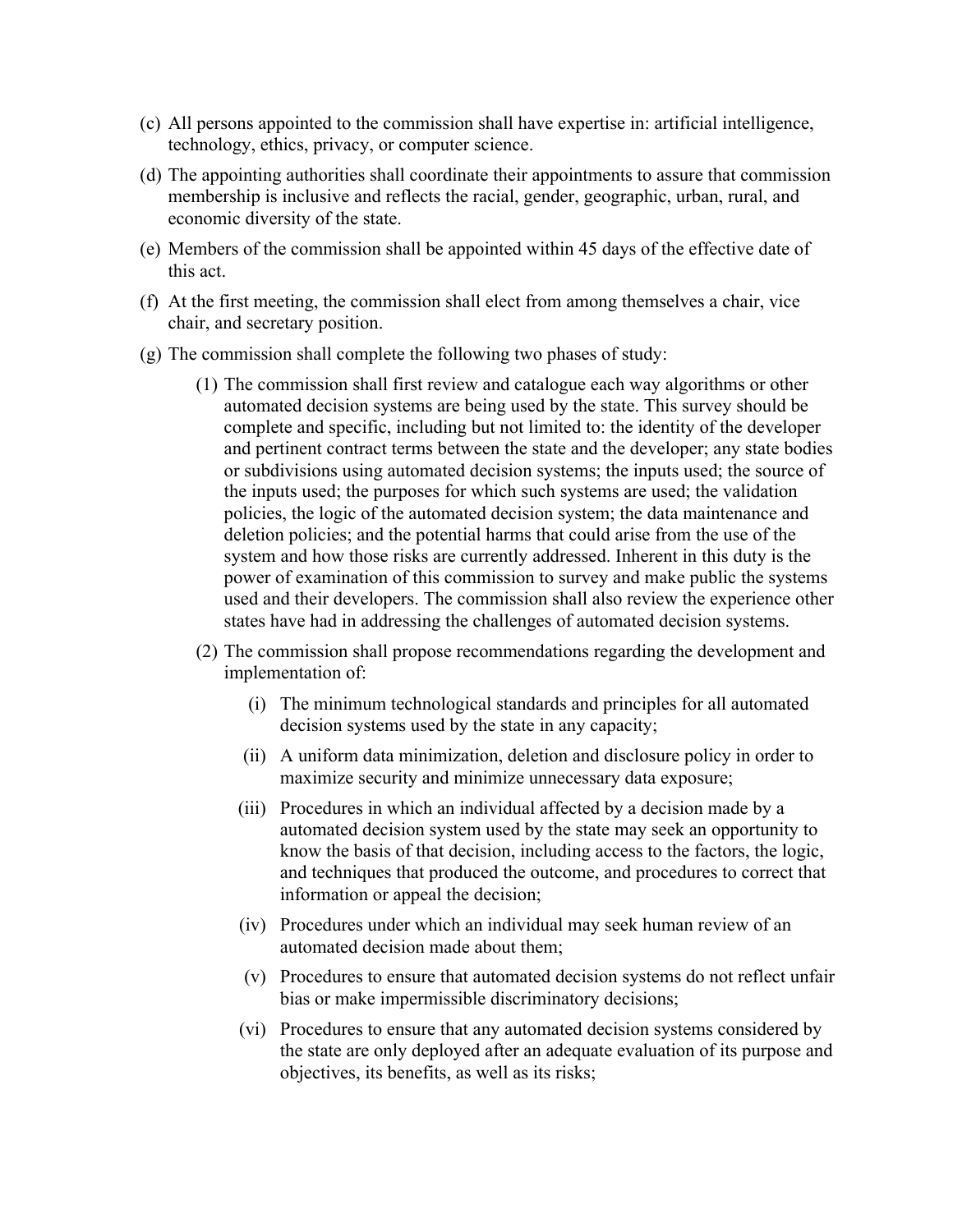(c) All persons appointed to the commission shall have expertise in: artificial intelligence, technology, ethics, privacy, or computer science.

(d) The appointing authorities shall coordinate their appointments to assure that commission membership is inclusive and reflects the racial, gender, geographic, urban, rural, and economic diversity of the state.

(e) Members of the commission shall be appointed within 45 days of the effective date of this act.

(f) At the first meeting, the commission shall elect from among themselves a chair, vice chair, and secretary position.

(g) The commission shall complete the following two phases of study:

  (1) The commission shall first review and catalogue each way algorithms or other automated decision systems are being used by the state. This survey should be complete and specific, including but not limited to: the identity of the developer and pertinent contract terms between the state and the developer; any state bodies or subdivisions using automated decision systems; the inputs used; the source of the inputs used; the purposes for which such systems are used; the validation policies, the logic of the automated decision system; the data maintenance and deletion policies; and the potential harms that could arise from the use of the system and how those risks are currently addressed. Inherent in this duty is the power of examination of this commission to survey and make public the systems used and their developers. The commission shall also review the experience other states have had in addressing the challenges of automated decision systems.

  (2) The commission shall propose recommendations regarding the development and implementation of:

    (i) The minimum technological standards and principles for all automated decision systems used by the state in any capacity;

    (ii) A uniform data minimization, deletion and disclosure policy in order to maximize security and minimize unnecessary data exposure;

    (iii) Procedures in which an individual affected by a decision made by a automated decision system used by the state may seek an opportunity to know the basis of that decision, including access to the factors, the logic, and techniques that produced the outcome, and procedures to correct that information or appeal the decision;

    (iv) Procedures under which an individual may seek human review of an automated decision made about them;

    (v) Procedures to ensure that automated decision systems do not reflect unfair bias or make impermissible discriminatory decisions;

    (vi) Procedures to ensure that any automated decision systems considered by the state are only deployed after an adequate evaluation of its purpose and objectives, its benefits, as well as its risks;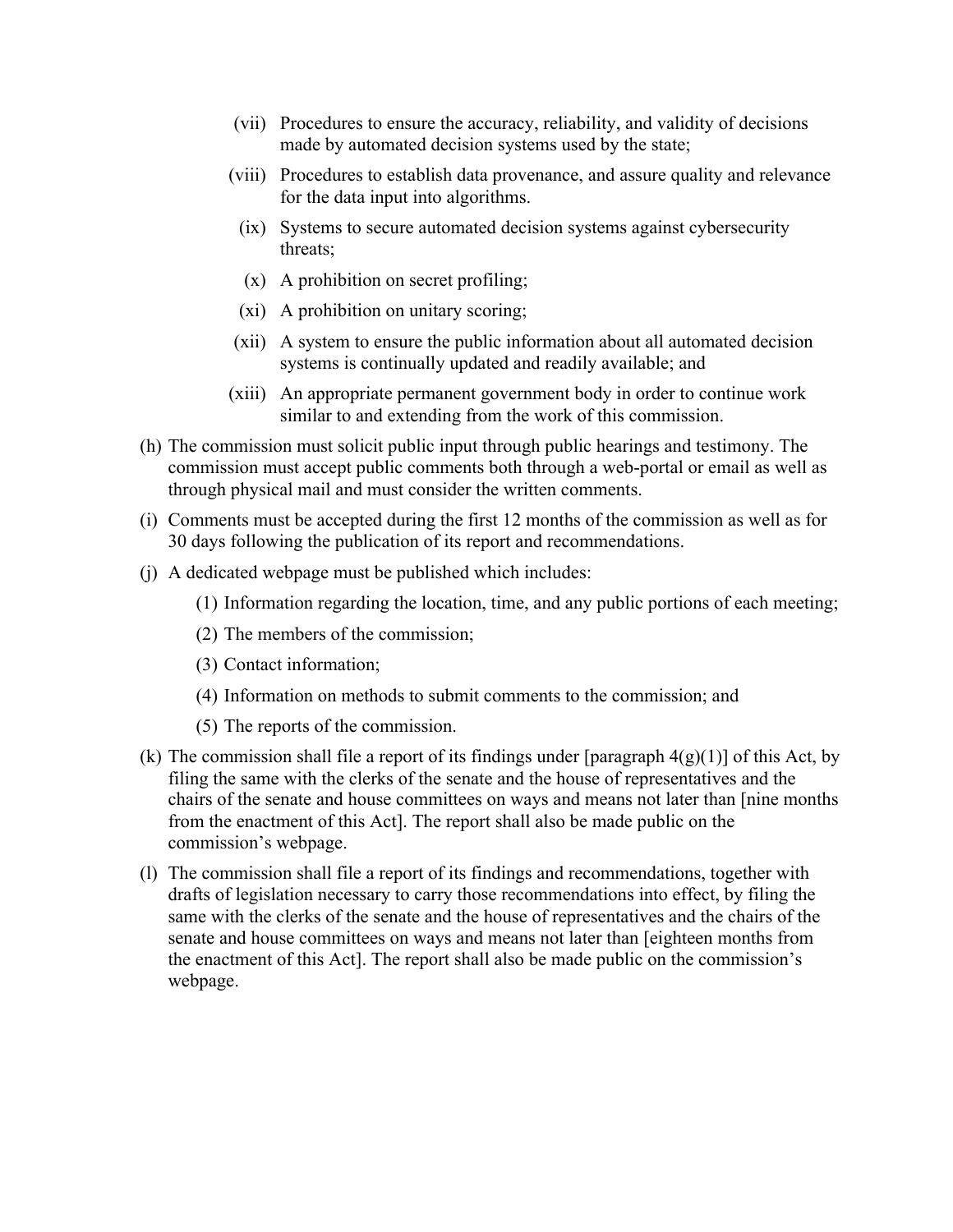- (vii) Procedures to ensure the accuracy, reliability, and validity of decisions made by automated decision systems used by the state;
- (viii) Procedures to establish data provenance, and assure quality and relevance for the data input into algorithms.
- (ix) Systems to secure automated decision systems against cybersecurity threats;
- (x) A prohibition on secret profiling;
- (xi) A prohibition on unitary scoring;
- (xii) A system to ensure the public information about all automated decision systems is continually updated and readily available; and
- (xiii) An appropriate permanent government body in order to continue work similar to and extending from the work of this commission.

(h) The commission must solicit public input through public hearings and testimony. The commission must accept public comments both through a web-portal or email as well as through physical mail and must consider the written comments.

(i) Comments must be accepted during the first 12 months of the commission as well as for 30 days following the publication of its report and recommendations.

(j) A dedicated webpage must be published which includes:

- (1) Information regarding the location, time, and any public portions of each meeting;
- (2) The members of the commission;
- (3) Contact information;
- (4) Information on methods to submit comments to the commission; and
- (5) The reports of the commission.

(k) The commission shall file a report of its findings under [paragraph 4(g)(1)] of this Act, by filing the same with the clerks of the senate and the house of representatives and the chairs of the senate and house committees on ways and means not later than [nine months from the enactment of this Act]. The report shall also be made public on the commission's webpage.

(l) The commission shall file a report of its findings and recommendations, together with drafts of legislation necessary to carry those recommendations into effect, by filing the same with the clerks of the senate and the house of representatives and the chairs of the senate and house committees on ways and means not later than [eighteen months from the enactment of this Act]. The report shall also be made public on the commission's webpage.